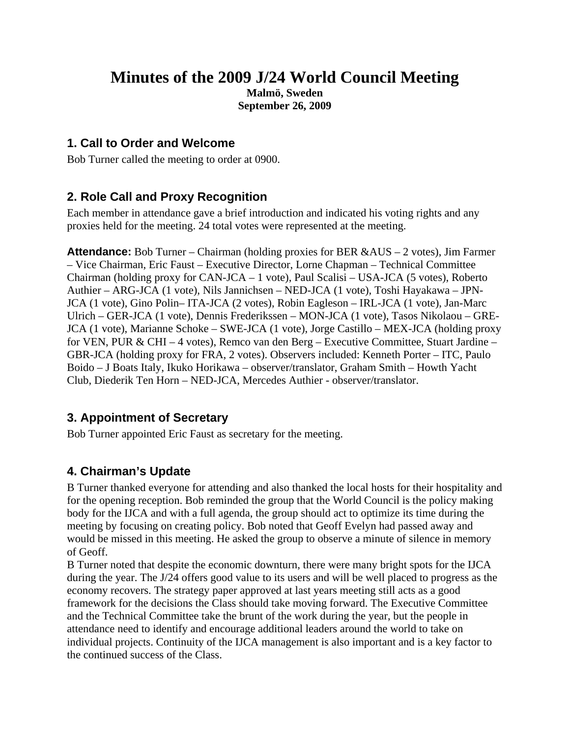# Minutes of the 2009 J/24 World Council Meeting

**Malmö, Sweden**
**September 26, 2009**

## 1. Call to Order and Welcome

Bob Turner called the meeting to order at 0900.

## 2. Role Call and Proxy Recognition

Each member in attendance gave a brief introduction and indicated his voting rights and any proxies held for the meeting. 24 total votes were represented at the meeting.

**Attendance:** Bob Turner – Chairman (holding proxies for BER &AUS – 2 votes), Jim Farmer – Vice Chairman, Eric Faust – Executive Director, Lorne Chapman – Technical Committee Chairman (holding proxy for CAN-JCA – 1 vote), Paul Scalisi – USA-JCA (5 votes), Roberto Authier – ARG-JCA (1 vote), Nils Jannichsen – NED-JCA (1 vote), Toshi Hayakawa – JPN-JCA (1 vote), Gino Polin– ITA-JCA (2 votes), Robin Eagleson – IRL-JCA (1 vote), Jan-Marc Ulrich – GER-JCA (1 vote), Dennis Frederikssen – MON-JCA (1 vote), Tasos Nikolaou – GRE-JCA (1 vote), Marianne Schoke – SWE-JCA (1 vote), Jorge Castillo – MEX-JCA (holding proxy for VEN, PUR & CHI – 4 votes), Remco van den Berg – Executive Committee, Stuart Jardine – GBR-JCA (holding proxy for FRA, 2 votes). Observers included: Kenneth Porter – ITC, Paulo Boido – J Boats Italy, Ikuko Horikawa – observer/translator, Graham Smith – Howth Yacht Club, Diederik Ten Horn – NED-JCA, Mercedes Authier - observer/translator.

## 3. Appointment of Secretary

Bob Turner appointed Eric Faust as secretary for the meeting.

## 4. Chairman's Update

B Turner thanked everyone for attending and also thanked the local hosts for their hospitality and for the opening reception. Bob reminded the group that the World Council is the policy making body for the IJCA and with a full agenda, the group should act to optimize its time during the meeting by focusing on creating policy. Bob noted that Geoff Evelyn had passed away and would be missed in this meeting. He asked the group to observe a minute of silence in memory of Geoff.

B Turner noted that despite the economic downturn, there were many bright spots for the IJCA during the year. The J/24 offers good value to its users and will be well placed to progress as the economy recovers. The strategy paper approved at last years meeting still acts as a good framework for the decisions the Class should take moving forward. The Executive Committee and the Technical Committee take the brunt of the work during the year, but the people in attendance need to identify and encourage additional leaders around the world to take on individual projects. Continuity of the IJCA management is also important and is a key factor to the continued success of the Class.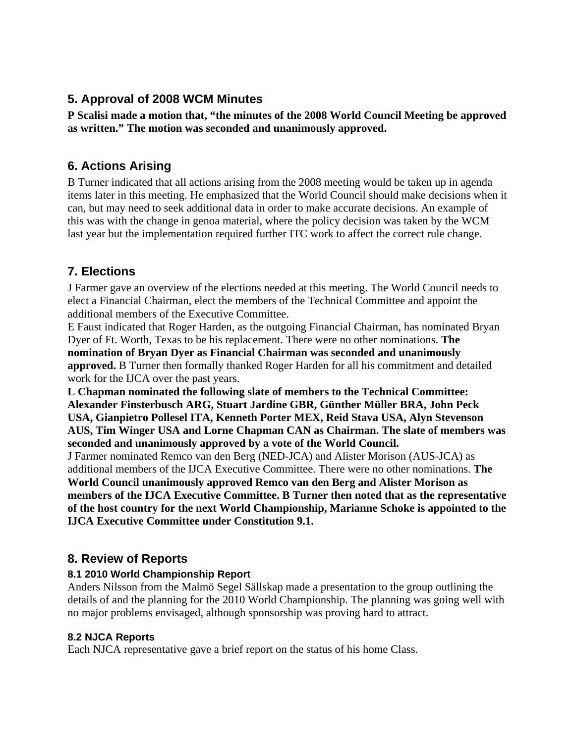## 5. Approval of 2008 WCM Minutes

**P Scalisi made a motion that, “the minutes of the 2008 World Council Meeting be approved as written.” The motion was seconded and unanimously approved.**

## 6. Actions Arising

B Turner indicated that all actions arising from the 2008 meeting would be taken up in agenda items later in this meeting. He emphasized that the World Council should make decisions when it can, but may need to seek additional data in order to make accurate decisions. An example of this was with the change in genoa material, where the policy decision was taken by the WCM last year but the implementation required further ITC work to affect the correct rule change.

## 7. Elections

J Farmer gave an overview of the elections needed at this meeting. The World Council needs to elect a Financial Chairman, elect the members of the Technical Committee and appoint the additional members of the Executive Committee.

E Faust indicated that Roger Harden, as the outgoing Financial Chairman, has nominated Bryan Dyer of Ft. Worth, Texas to be his replacement. There were no other nominations. **The nomination of Bryan Dyer as Financial Chairman was seconded and unanimously approved.** B Turner then formally thanked Roger Harden for all his commitment and detailed work for the IJCA over the past years.

**L Chapman nominated the following slate of members to the Technical Committee: Alexander Finsterbusch ARG, Stuart Jardine GBR, Günther Müller BRA, John Peck USA, Gianpietro Pollesel ITA, Kenneth Porter MEX, Reid Stava USA, Alyn Stevenson AUS, Tim Winger USA and Lorne Chapman CAN as Chairman. The slate of members was seconded and unanimously approved by a vote of the World Council.**

J Farmer nominated Remco van den Berg (NED-JCA) and Alister Morison (AUS-JCA) as additional members of the IJCA Executive Committee. There were no other nominations. **The World Council unanimously approved Remco van den Berg and Alister Morison as members of the IJCA Executive Committee. B Turner then noted that as the representative of the host country for the next World Championship, Marianne Schoke is appointed to the IJCA Executive Committee under Constitution 9.1.**

## 8. Review of Reports

### 8.1 2010 World Championship Report

Anders Nilsson from the Malmö Segel Sällskap made a presentation to the group outlining the details of and the planning for the 2010 World Championship. The planning was going well with no major problems envisaged, although sponsorship was proving hard to attract.

### 8.2 NJCA Reports

Each NJCA representative gave a brief report on the status of his home Class.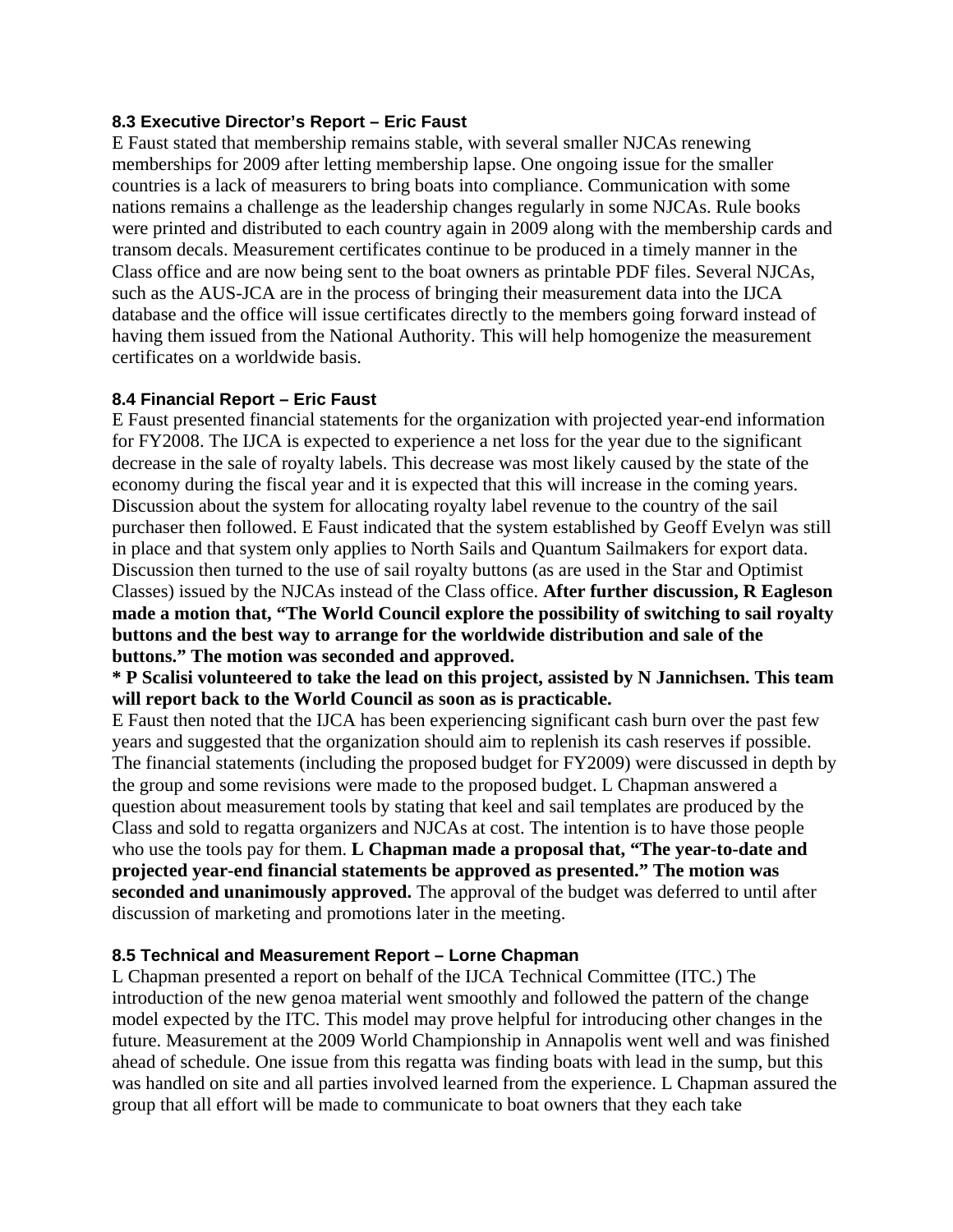### 8.3 Executive Director's Report – Eric Faust

E Faust stated that membership remains stable, with several smaller NJCAs renewing memberships for 2009 after letting membership lapse. One ongoing issue for the smaller countries is a lack of measurers to bring boats into compliance. Communication with some nations remains a challenge as the leadership changes regularly in some NJCAs. Rule books were printed and distributed to each country again in 2009 along with the membership cards and transom decals. Measurement certificates continue to be produced in a timely manner in the Class office and are now being sent to the boat owners as printable PDF files. Several NJCAs, such as the AUS-JCA are in the process of bringing their measurement data into the IJCA database and the office will issue certificates directly to the members going forward instead of having them issued from the National Authority. This will help homogenize the measurement certificates on a worldwide basis.

### 8.4 Financial Report – Eric Faust

E Faust presented financial statements for the organization with projected year-end information for FY2008. The IJCA is expected to experience a net loss for the year due to the significant decrease in the sale of royalty labels. This decrease was most likely caused by the state of the economy during the fiscal year and it is expected that this will increase in the coming years. Discussion about the system for allocating royalty label revenue to the country of the sail purchaser then followed. E Faust indicated that the system established by Geoff Evelyn was still in place and that system only applies to North Sails and Quantum Sailmakers for export data. Discussion then turned to the use of sail royalty buttons (as are used in the Star and Optimist Classes) issued by the NJCAs instead of the Class office. **After further discussion, R Eagleson made a motion that, "The World Council explore the possibility of switching to sail royalty buttons and the best way to arrange for the worldwide distribution and sale of the buttons." The motion was seconded and approved.**

**\* P Scalisi volunteered to take the lead on this project, assisted by N Jannichsen. This team will report back to the World Council as soon as is practicable.**

E Faust then noted that the IJCA has been experiencing significant cash burn over the past few years and suggested that the organization should aim to replenish its cash reserves if possible. The financial statements (including the proposed budget for FY2009) were discussed in depth by the group and some revisions were made to the proposed budget. L Chapman answered a question about measurement tools by stating that keel and sail templates are produced by the Class and sold to regatta organizers and NJCAs at cost. The intention is to have those people who use the tools pay for them. **L Chapman made a proposal that, "The year-to-date and projected year-end financial statements be approved as presented." The motion was seconded and unanimously approved.** The approval of the budget was deferred to until after discussion of marketing and promotions later in the meeting.

### 8.5 Technical and Measurement Report – Lorne Chapman

L Chapman presented a report on behalf of the IJCA Technical Committee (ITC.) The introduction of the new genoa material went smoothly and followed the pattern of the change model expected by the ITC. This model may prove helpful for introducing other changes in the future. Measurement at the 2009 World Championship in Annapolis went well and was finished ahead of schedule. One issue from this regatta was finding boats with lead in the sump, but this was handled on site and all parties involved learned from the experience. L Chapman assured the group that all effort will be made to communicate to boat owners that they each take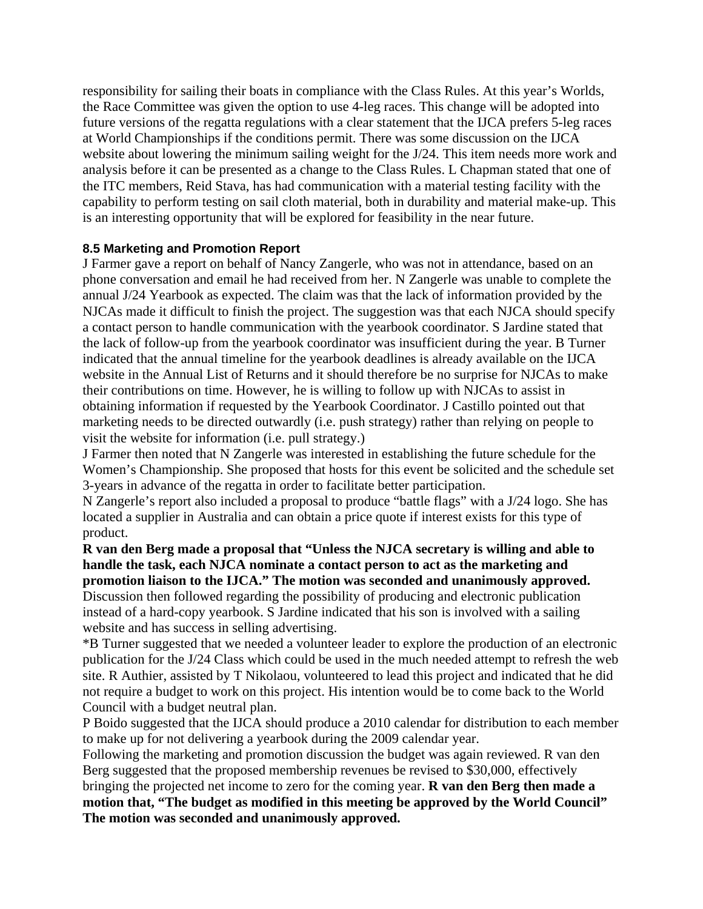responsibility for sailing their boats in compliance with the Class Rules. At this year's Worlds, the Race Committee was given the option to use 4-leg races. This change will be adopted into future versions of the regatta regulations with a clear statement that the IJCA prefers 5-leg races at World Championships if the conditions permit. There was some discussion on the IJCA website about lowering the minimum sailing weight for the J/24. This item needs more work and analysis before it can be presented as a change to the Class Rules. L Chapman stated that one of the ITC members, Reid Stava, has had communication with a material testing facility with the capability to perform testing on sail cloth material, both in durability and material make-up. This is an interesting opportunity that will be explored for feasibility in the near future.

### 8.5 Marketing and Promotion Report

J Farmer gave a report on behalf of Nancy Zangerle, who was not in attendance, based on an phone conversation and email he had received from her. N Zangerle was unable to complete the annual J/24 Yearbook as expected. The claim was that the lack of information provided by the NJCAs made it difficult to finish the project. The suggestion was that each NJCA should specify a contact person to handle communication with the yearbook coordinator. S Jardine stated that the lack of follow-up from the yearbook coordinator was insufficient during the year. B Turner indicated that the annual timeline for the yearbook deadlines is already available on the IJCA website in the Annual List of Returns and it should therefore be no surprise for NJCAs to make their contributions on time. However, he is willing to follow up with NJCAs to assist in obtaining information if requested by the Yearbook Coordinator. J Castillo pointed out that marketing needs to be directed outwardly (i.e. push strategy) rather than relying on people to visit the website for information (i.e. pull strategy.)

J Farmer then noted that N Zangerle was interested in establishing the future schedule for the Women's Championship. She proposed that hosts for this event be solicited and the schedule set 3-years in advance of the regatta in order to facilitate better participation.

N Zangerle's report also included a proposal to produce "battle flags" with a J/24 logo. She has located a supplier in Australia and can obtain a price quote if interest exists for this type of product.

**R van den Berg made a proposal that "Unless the NJCA secretary is willing and able to handle the task, each NJCA nominate a contact person to act as the marketing and promotion liaison to the IJCA." The motion was seconded and unanimously approved.**

Discussion then followed regarding the possibility of producing and electronic publication instead of a hard-copy yearbook. S Jardine indicated that his son is involved with a sailing website and has success in selling advertising.

*B Turner suggested that we needed a volunteer leader to explore the production of an electronic publication for the J/24 Class which could be used in the much needed attempt to refresh the web site. R Authier, assisted by T Nikolaou, volunteered to lead this project and indicated that he did not require a budget to work on this project. His intention would be to come back to the World Council with a budget neutral plan.

P Boido suggested that the IJCA should produce a 2010 calendar for distribution to each member to make up for not delivering a yearbook during the 2009 calendar year.

Following the marketing and promotion discussion the budget was again reviewed. R van den Berg suggested that the proposed membership revenues be revised to $30,000, effectively bringing the projected net income to zero for the coming year. **R van den Berg then made a motion that, "The budget as modified in this meeting be approved by the World Council" The motion was seconded and unanimously approved.**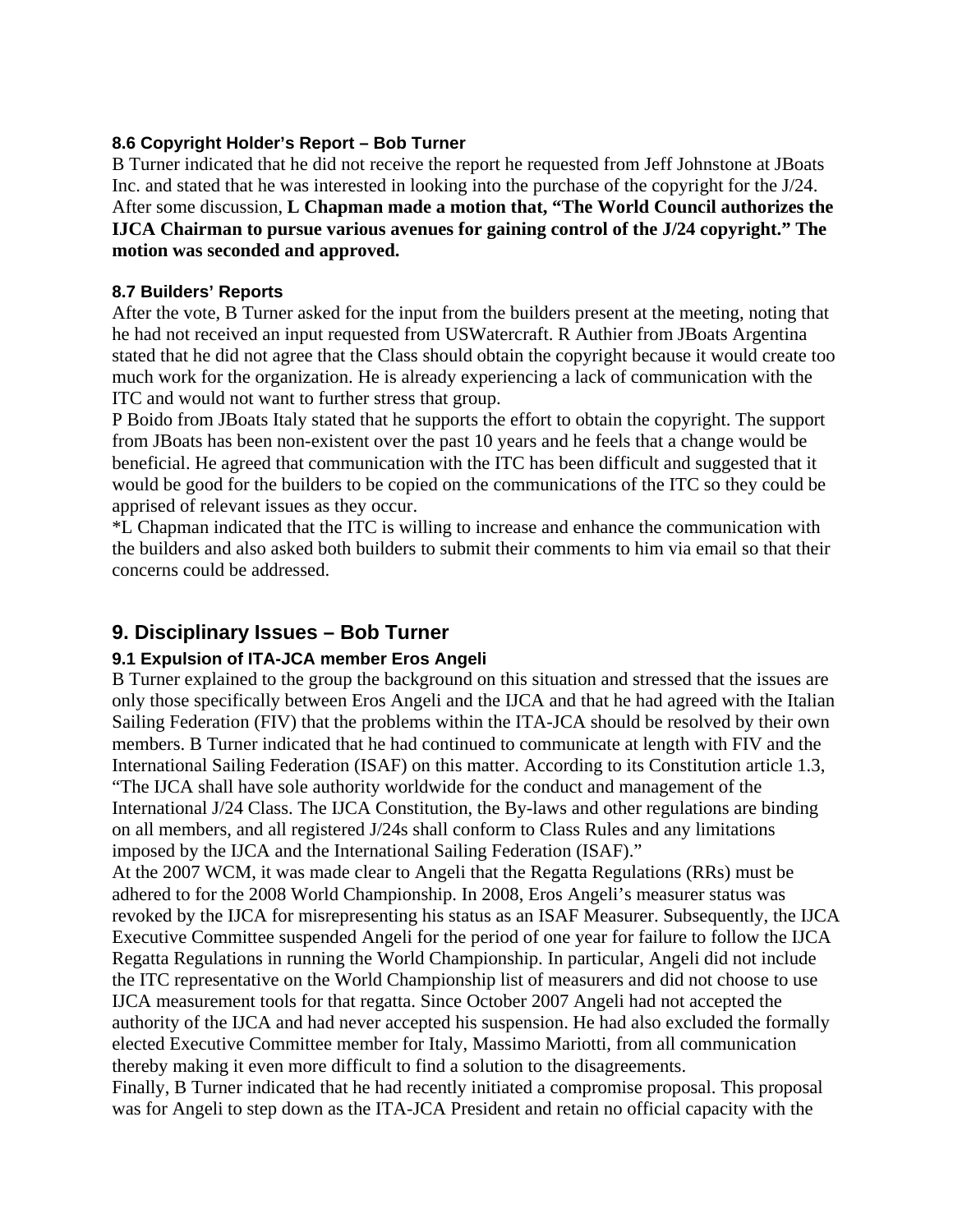### 8.6 Copyright Holder's Report – Bob Turner

B Turner indicated that he did not receive the report he requested from Jeff Johnstone at JBoats Inc. and stated that he was interested in looking into the purchase of the copyright for the J/24. After some discussion, **L Chapman made a motion that, "The World Council authorizes the IJCA Chairman to pursue various avenues for gaining control of the J/24 copyright." The motion was seconded and approved.**

### 8.7 Builders' Reports

After the vote, B Turner asked for the input from the builders present at the meeting, noting that he had not received an input requested from USWatercraft. R Authier from JBoats Argentina stated that he did not agree that the Class should obtain the copyright because it would create too much work for the organization. He is already experiencing a lack of communication with the ITC and would not want to further stress that group.

P Boido from JBoats Italy stated that he supports the effort to obtain the copyright. The support from JBoats has been non-existent over the past 10 years and he feels that a change would be beneficial. He agreed that communication with the ITC has been difficult and suggested that it would be good for the builders to be copied on the communications of the ITC so they could be apprised of relevant issues as they occur.

*L Chapman indicated that the ITC is willing to increase and enhance the communication with the builders and also asked both builders to submit their comments to him via email so that their concerns could be addressed.

## 9. Disciplinary Issues – Bob Turner

### 9.1 Expulsion of ITA-JCA member Eros Angeli

B Turner explained to the group the background on this situation and stressed that the issues are only those specifically between Eros Angeli and the IJCA and that he had agreed with the Italian Sailing Federation (FIV) that the problems within the ITA-JCA should be resolved by their own members. B Turner indicated that he had continued to communicate at length with FIV and the International Sailing Federation (ISAF) on this matter. According to its Constitution article 1.3, "The IJCA shall have sole authority worldwide for the conduct and management of the International J/24 Class. The IJCA Constitution, the By-laws and other regulations are binding on all members, and all registered J/24s shall conform to Class Rules and any limitations imposed by the IJCA and the International Sailing Federation (ISAF)."

At the 2007 WCM, it was made clear to Angeli that the Regatta Regulations (RRs) must be adhered to for the 2008 World Championship. In 2008, Eros Angeli's measurer status was revoked by the IJCA for misrepresenting his status as an ISAF Measurer. Subsequently, the IJCA Executive Committee suspended Angeli for the period of one year for failure to follow the IJCA Regatta Regulations in running the World Championship. In particular, Angeli did not include the ITC representative on the World Championship list of measurers and did not choose to use IJCA measurement tools for that regatta. Since October 2007 Angeli had not accepted the authority of the IJCA and had never accepted his suspension. He had also excluded the formally elected Executive Committee member for Italy, Massimo Mariotti, from all communication thereby making it even more difficult to find a solution to the disagreements.

Finally, B Turner indicated that he had recently initiated a compromise proposal. This proposal was for Angeli to step down as the ITA-JCA President and retain no official capacity with the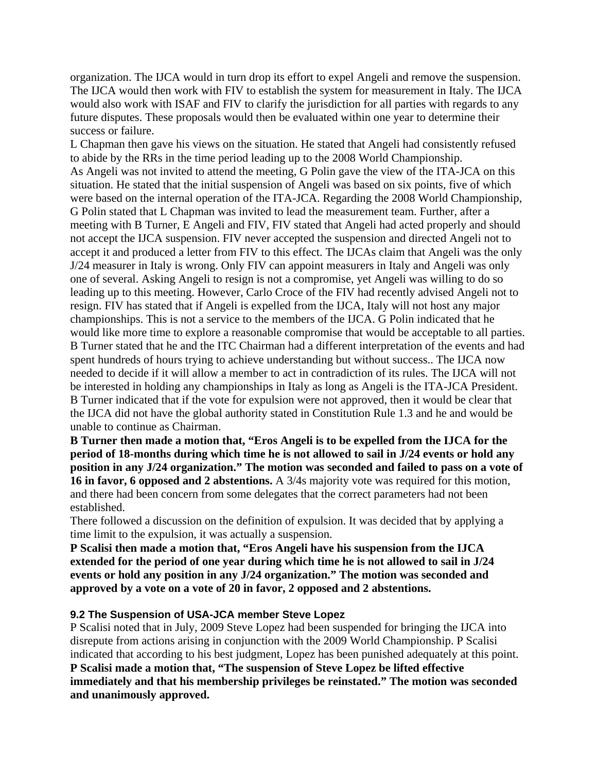organization. The IJCA would in turn drop its effort to expel Angeli and remove the suspension. The IJCA would then work with FIV to establish the system for measurement in Italy. The IJCA would also work with ISAF and FIV to clarify the jurisdiction for all parties with regards to any future disputes. These proposals would then be evaluated within one year to determine their success or failure.

L Chapman then gave his views on the situation. He stated that Angeli had consistently refused to abide by the RRs in the time period leading up to the 2008 World Championship.

As Angeli was not invited to attend the meeting, G Polin gave the view of the ITA-JCA on this situation. He stated that the initial suspension of Angeli was based on six points, five of which were based on the internal operation of the ITA-JCA. Regarding the 2008 World Championship, G Polin stated that L Chapman was invited to lead the measurement team. Further, after a meeting with B Turner, E Angeli and FIV, FIV stated that Angeli had acted properly and should not accept the IJCA suspension. FIV never accepted the suspension and directed Angeli not to accept it and produced a letter from FIV to this effect. The IJCAs claim that Angeli was the only J/24 measurer in Italy is wrong. Only FIV can appoint measurers in Italy and Angeli was only one of several. Asking Angeli to resign is not a compromise, yet Angeli was willing to do so leading up to this meeting. However, Carlo Croce of the FIV had recently advised Angeli not to resign. FIV has stated that if Angeli is expelled from the IJCA, Italy will not host any major championships. This is not a service to the members of the IJCA. G Polin indicated that he would like more time to explore a reasonable compromise that would be acceptable to all parties.

B Turner stated that he and the ITC Chairman had a different interpretation of the events and had spent hundreds of hours trying to achieve understanding but without success.. The IJCA now needed to decide if it will allow a member to act in contradiction of its rules. The IJCA will not be interested in holding any championships in Italy as long as Angeli is the ITA-JCA President. B Turner indicated that if the vote for expulsion were not approved, then it would be clear that the IJCA did not have the global authority stated in Constitution Rule 1.3 and he and would be unable to continue as Chairman.

**B Turner then made a motion that, "Eros Angeli is to be expelled from the IJCA for the period of 18-months during which time he is not allowed to sail in J/24 events or hold any position in any J/24 organization." The motion was seconded and failed to pass on a vote of 16 in favor, 6 opposed and 2 abstentions.** A 3/4s majority vote was required for this motion, and there had been concern from some delegates that the correct parameters had not been established.

There followed a discussion on the definition of expulsion. It was decided that by applying a time limit to the expulsion, it was actually a suspension.

**P Scalisi then made a motion that, "Eros Angeli have his suspension from the IJCA extended for the period of one year during which time he is not allowed to sail in J/24 events or hold any position in any J/24 organization." The motion was seconded and approved by a vote on a vote of 20 in favor, 2 opposed and 2 abstentions.**

### 9.2 The Suspension of USA-JCA member Steve Lopez

P Scalisi noted that in July, 2009 Steve Lopez had been suspended for bringing the IJCA into disrepute from actions arising in conjunction with the 2009 World Championship. P Scalisi indicated that according to his best judgment, Lopez has been punished adequately at this point.

**P Scalisi made a motion that, "The suspension of Steve Lopez be lifted effective immediately and that his membership privileges be reinstated." The motion was seconded and unanimously approved.**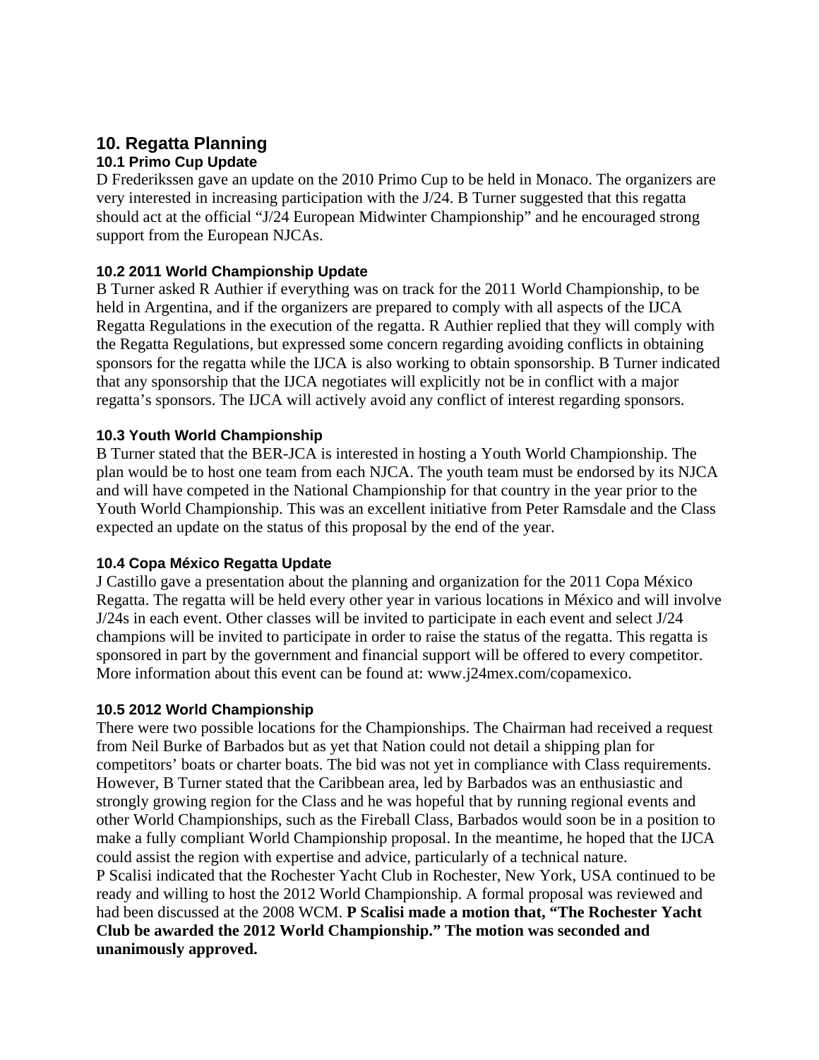## 10. Regatta Planning

### 10.1 Primo Cup Update

D Frederikssen gave an update on the 2010 Primo Cup to be held in Monaco. The organizers are very interested in increasing participation with the J/24. B Turner suggested that this regatta should act at the official "J/24 European Midwinter Championship" and he encouraged strong support from the European NJCAs.

### 10.2 2011 World Championship Update

B Turner asked R Authier if everything was on track for the 2011 World Championship, to be held in Argentina, and if the organizers are prepared to comply with all aspects of the IJCA Regatta Regulations in the execution of the regatta. R Authier replied that they will comply with the Regatta Regulations, but expressed some concern regarding avoiding conflicts in obtaining sponsors for the regatta while the IJCA is also working to obtain sponsorship. B Turner indicated that any sponsorship that the IJCA negotiates will explicitly not be in conflict with a major regatta's sponsors. The IJCA will actively avoid any conflict of interest regarding sponsors.

### 10.3 Youth World Championship

B Turner stated that the BER-JCA is interested in hosting a Youth World Championship. The plan would be to host one team from each NJCA. The youth team must be endorsed by its NJCA and will have competed in the National Championship for that country in the year prior to the Youth World Championship. This was an excellent initiative from Peter Ramsdale and the Class expected an update on the status of this proposal by the end of the year.

### 10.4 Copa México Regatta Update

J Castillo gave a presentation about the planning and organization for the 2011 Copa México Regatta. The regatta will be held every other year in various locations in México and will involve J/24s in each event. Other classes will be invited to participate in each event and select J/24 champions will be invited to participate in order to raise the status of the regatta. This regatta is sponsored in part by the government and financial support will be offered to every competitor. More information about this event can be found at: www.j24mex.com/copamexico.

### 10.5 2012 World Championship

There were two possible locations for the Championships. The Chairman had received a request from Neil Burke of Barbados but as yet that Nation could not detail a shipping plan for competitors' boats or charter boats. The bid was not yet in compliance with Class requirements. However, B Turner stated that the Caribbean area, led by Barbados was an enthusiastic and strongly growing region for the Class and he was hopeful that by running regional events and other World Championships, such as the Fireball Class, Barbados would soon be in a position to make a fully compliant World Championship proposal. In the meantime, he hoped that the IJCA could assist the region with expertise and advice, particularly of a technical nature.
P Scalisi indicated that the Rochester Yacht Club in Rochester, New York, USA continued to be ready and willing to host the 2012 World Championship. A formal proposal was reviewed and had been discussed at the 2008 WCM. **P Scalisi made a motion that, "The Rochester Yacht Club be awarded the 2012 World Championship." The motion was seconded and unanimously approved.**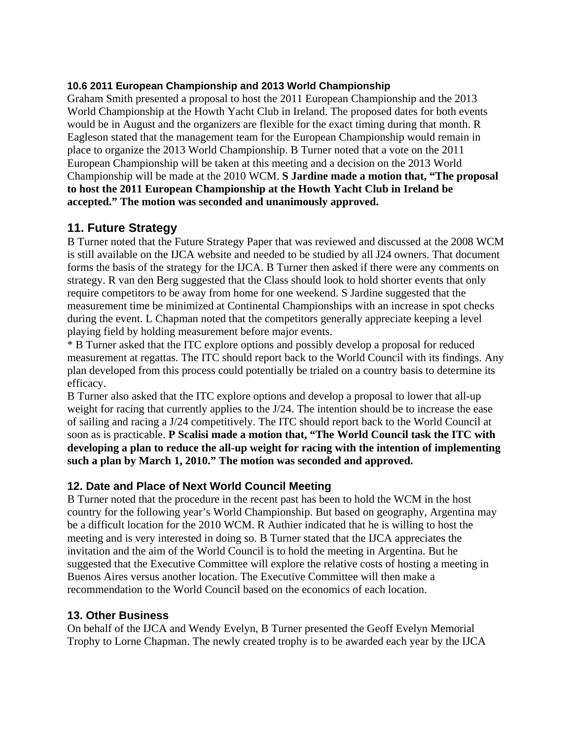### 10.6 2011 European Championship and 2013 World Championship

Graham Smith presented a proposal to host the 2011 European Championship and the 2013 World Championship at the Howth Yacht Club in Ireland. The proposed dates for both events would be in August and the organizers are flexible for the exact timing during that month. R Eagleson stated that the management team for the European Championship would remain in place to organize the 2013 World Championship. B Turner noted that a vote on the 2011 European Championship will be taken at this meeting and a decision on the 2013 World Championship will be made at the 2010 WCM. **S Jardine made a motion that, "The proposal to host the 2011 European Championship at the Howth Yacht Club in Ireland be accepted." The motion was seconded and unanimously approved.**

## 11. Future Strategy

B Turner noted that the Future Strategy Paper that was reviewed and discussed at the 2008 WCM is still available on the IJCA website and needed to be studied by all J24 owners. That document forms the basis of the strategy for the IJCA. B Turner then asked if there were any comments on strategy. R van den Berg suggested that the Class should look to hold shorter events that only require competitors to be away from home for one weekend. S Jardine suggested that the measurement time be minimized at Continental Championships with an increase in spot checks during the event. L Chapman noted that the competitors generally appreciate keeping a level playing field by holding measurement before major events.

* B Turner asked that the ITC explore options and possibly develop a proposal for reduced measurement at regattas. The ITC should report back to the World Council with its findings. Any plan developed from this process could potentially be trialed on a country basis to determine its efficacy.

B Turner also asked that the ITC explore options and develop a proposal to lower that all-up weight for racing that currently applies to the J/24. The intention should be to increase the ease of sailing and racing a J/24 competitively. The ITC should report back to the World Council at soon as is practicable. **P Scalisi made a motion that, "The World Council task the ITC with developing a plan to reduce the all-up weight for racing with the intention of implementing such a plan by March 1, 2010." The motion was seconded and approved.**

## 12. Date and Place of Next World Council Meeting

B Turner noted that the procedure in the recent past has been to hold the WCM in the host country for the following year's World Championship. But based on geography, Argentina may be a difficult location for the 2010 WCM. R Authier indicated that he is willing to host the meeting and is very interested in doing so. B Turner stated that the IJCA appreciates the invitation and the aim of the World Council is to hold the meeting in Argentina. But he suggested that the Executive Committee will explore the relative costs of hosting a meeting in Buenos Aires versus another location. The Executive Committee will then make a recommendation to the World Council based on the economics of each location.

## 13. Other Business

On behalf of the IJCA and Wendy Evelyn, B Turner presented the Geoff Evelyn Memorial Trophy to Lorne Chapman. The newly created trophy is to be awarded each year by the IJCA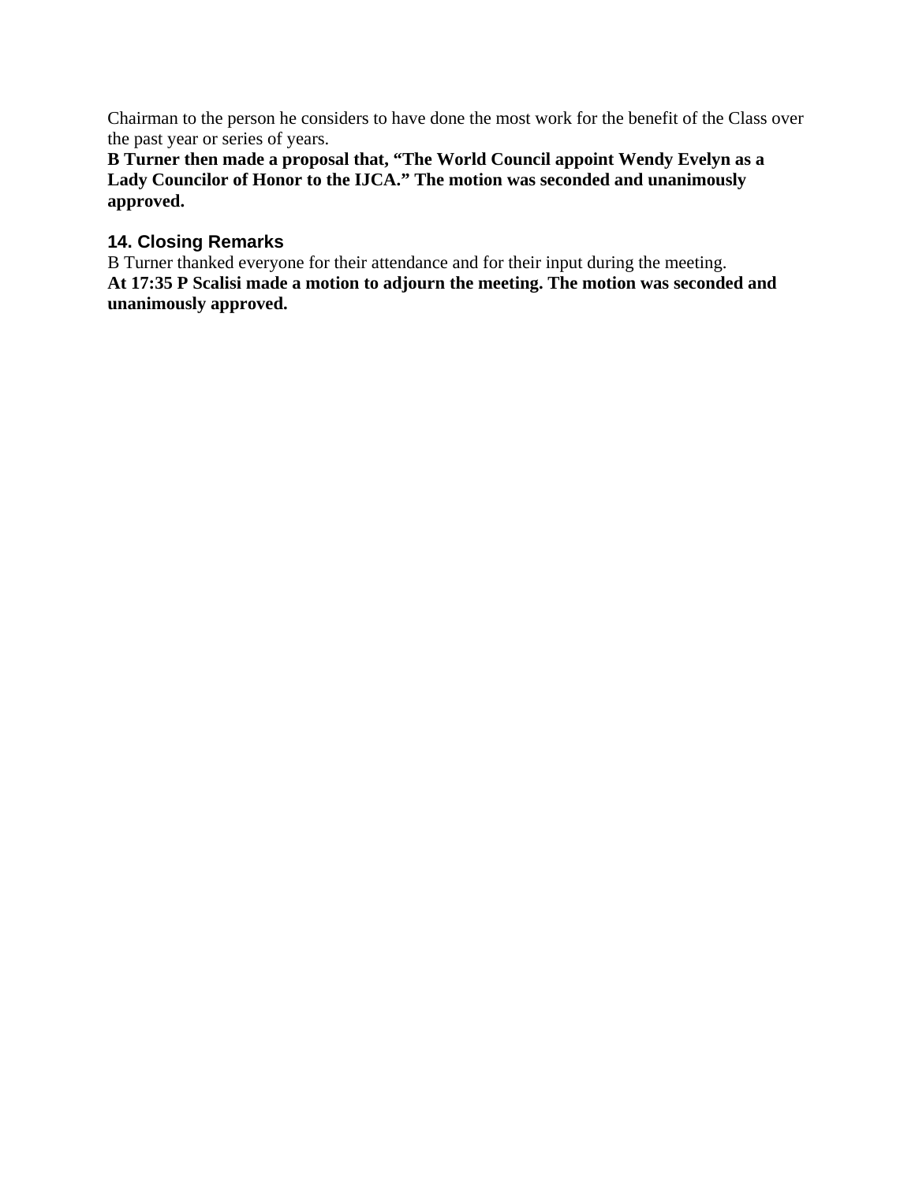Chairman to the person he considers to have done the most work for the benefit of the Class over the past year or series of years.

**B Turner then made a proposal that, "The World Council appoint Wendy Evelyn as a Lady Councilor of Honor to the IJCA." The motion was seconded and unanimously approved.**

### 14. Closing Remarks

B Turner thanked everyone for their attendance and for their input during the meeting.

**At 17:35 P Scalisi made a motion to adjourn the meeting. The motion was seconded and unanimously approved.**